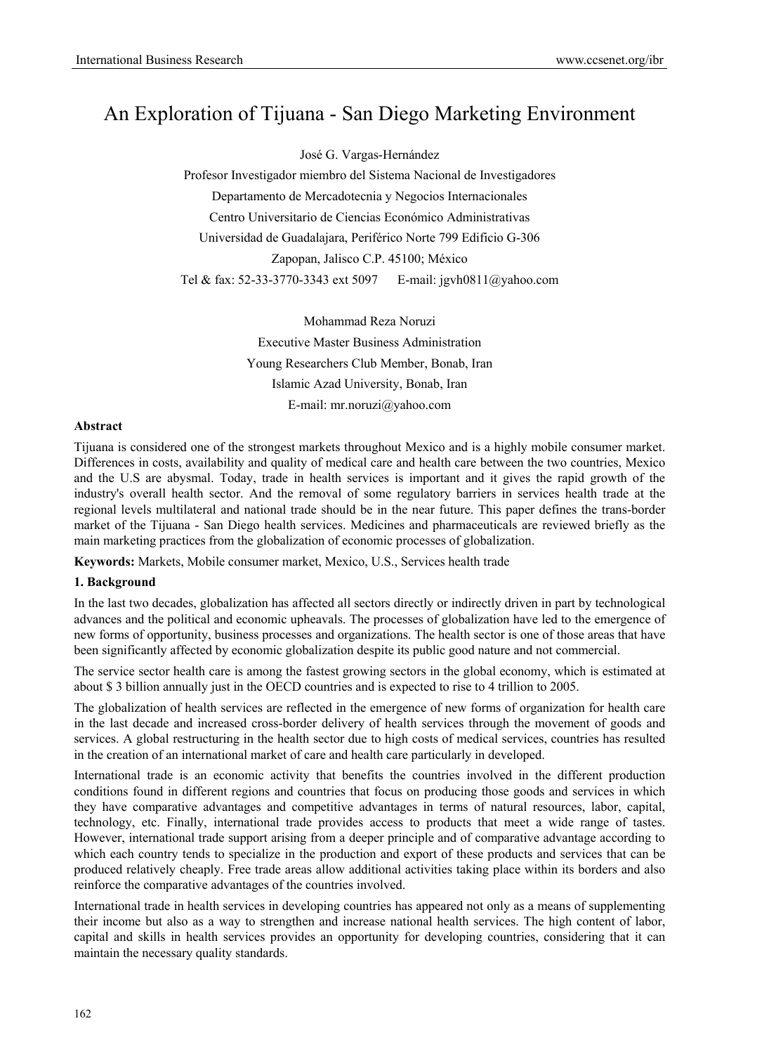# An Exploration of Tijuana - San Diego Marketing Environment

José G. Vargas-Hernández

Profesor Investigador miembro del Sistema Nacional de Investigadores

Departamento de Mercadotecnia y Negocios Internacionales

Centro Universitario de Ciencias Económico Administrativas

Universidad de Guadalajara, Periférico Norte 799 Edificio G-306

Zapopan, Jalisco C.P. 45100; México

Tel & fax: 52-33-3770-3343 ext 5097 E-mail: jgvh0811@yahoo.com

Mohammad Reza Noruzi

Executive Master Business Administration

Young Researchers Club Member, Bonab, Iran

Islamic Azad University, Bonab, Iran

E-mail: mr.noruzi@yahoo.com

### Abstract

Tijuana is considered one of the strongest markets throughout Mexico and is a highly mobile consumer market. Differences in costs, availability and quality of medical care and health care between the two countries, Mexico and the U.S are abysmal. Today, trade in health services is important and it gives the rapid growth of the industry's overall health sector. And the removal of some regulatory barriers in services health trade at the regional levels multilateral and national trade should be in the near future. This paper defines the trans-border market of the Tijuana - San Diego health services. Medicines and pharmaceuticals are reviewed briefly as the main marketing practices from the globalization of economic processes of globalization.

**Keywords:** Markets, Mobile consumer market, Mexico, U.S., Services health trade

## 1. Background

In the last two decades, globalization has affected all sectors directly or indirectly driven in part by technological advances and the political and economic upheavals. The processes of globalization have led to the emergence of new forms of opportunity, business processes and organizations. The health sector is one of those areas that have been significantly affected by economic globalization despite its public good nature and not commercial.

The service sector health care is among the fastest growing sectors in the global economy, which is estimated at about $ 3 billion annually just in the OECD countries and is expected to rise to 4 trillion to 2005.

The globalization of health services are reflected in the emergence of new forms of organization for health care in the last decade and increased cross-border delivery of health services through the movement of goods and services. A global restructuring in the health sector due to high costs of medical services, countries has resulted in the creation of an international market of care and health care particularly in developed.

International trade is an economic activity that benefits the countries involved in the different production conditions found in different regions and countries that focus on producing those goods and services in which they have comparative advantages and competitive advantages in terms of natural resources, labor, capital, technology, etc. Finally, international trade provides access to products that meet a wide range of tastes. However, international trade support arising from a deeper principle and of comparative advantage according to which each country tends to specialize in the production and export of these products and services that can be produced relatively cheaply. Free trade areas allow additional activities taking place within its borders and also reinforce the comparative advantages of the countries involved.

International trade in health services in developing countries has appeared not only as a means of supplementing their income but also as a way to strengthen and increase national health services. The high content of labor, capital and skills in health services provides an opportunity for developing countries, considering that it can maintain the necessary quality standards.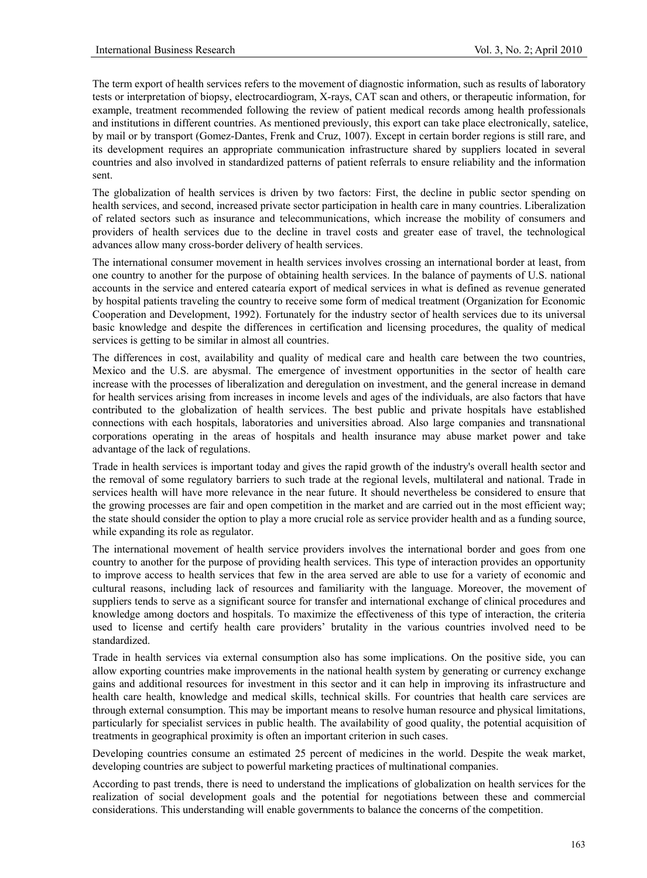The term export of health services refers to the movement of diagnostic information, such as results of laboratory tests or interpretation of biopsy, electrocardiogram, X-rays, CAT scan and others, or therapeutic information, for example, treatment recommended following the review of patient medical records among health professionals and institutions in different countries. As mentioned previously, this export can take place electronically, satelice, by mail or by transport (Gomez-Dantes, Frenk and Cruz, 1007). Except in certain border regions is still rare, and its development requires an appropriate communication infrastructure shared by suppliers located in several countries and also involved in standardized patterns of patient referrals to ensure reliability and the information sent.

The globalization of health services is driven by two factors: First, the decline in public sector spending on health services, and second, increased private sector participation in health care in many countries. Liberalization of related sectors such as insurance and telecommunications, which increase the mobility of consumers and providers of health services due to the decline in travel costs and greater ease of travel, the technological advances allow many cross-border delivery of health services.

The international consumer movement in health services involves crossing an international border at least, from one country to another for the purpose of obtaining health services. In the balance of payments of U.S. national accounts in the service and entered catearía export of medical services in what is defined as revenue generated by hospital patients traveling the country to receive some form of medical treatment (Organization for Economic Cooperation and Development, 1992). Fortunately for the industry sector of health services due to its universal basic knowledge and despite the differences in certification and licensing procedures, the quality of medical services is getting to be similar in almost all countries.

The differences in cost, availability and quality of medical care and health care between the two countries, Mexico and the U.S. are abysmal. The emergence of investment opportunities in the sector of health care increase with the processes of liberalization and deregulation on investment, and the general increase in demand for health services arising from increases in income levels and ages of the individuals, are also factors that have contributed to the globalization of health services. The best public and private hospitals have established connections with each hospitals, laboratories and universities abroad. Also large companies and transnational corporations operating in the areas of hospitals and health insurance may abuse market power and take advantage of the lack of regulations.

Trade in health services is important today and gives the rapid growth of the industry's overall health sector and the removal of some regulatory barriers to such trade at the regional levels, multilateral and national. Trade in services health will have more relevance in the near future. It should nevertheless be considered to ensure that the growing processes are fair and open competition in the market and are carried out in the most efficient way; the state should consider the option to play a more crucial role as service provider health and as a funding source, while expanding its role as regulator.

The international movement of health service providers involves the international border and goes from one country to another for the purpose of providing health services. This type of interaction provides an opportunity to improve access to health services that few in the area served are able to use for a variety of economic and cultural reasons, including lack of resources and familiarity with the language. Moreover, the movement of suppliers tends to serve as a significant source for transfer and international exchange of clinical procedures and knowledge among doctors and hospitals. To maximize the effectiveness of this type of interaction, the criteria used to license and certify health care providers' brutality in the various countries involved need to be standardized.

Trade in health services via external consumption also has some implications. On the positive side, you can allow exporting countries make improvements in the national health system by generating or currency exchange gains and additional resources for investment in this sector and it can help in improving its infrastructure and health care health, knowledge and medical skills, technical skills. For countries that health care services are through external consumption. This may be important means to resolve human resource and physical limitations, particularly for specialist services in public health. The availability of good quality, the potential acquisition of treatments in geographical proximity is often an important criterion in such cases.

Developing countries consume an estimated 25 percent of medicines in the world. Despite the weak market, developing countries are subject to powerful marketing practices of multinational companies.

According to past trends, there is need to understand the implications of globalization on health services for the realization of social development goals and the potential for negotiations between these and commercial considerations. This understanding will enable governments to balance the concerns of the competition.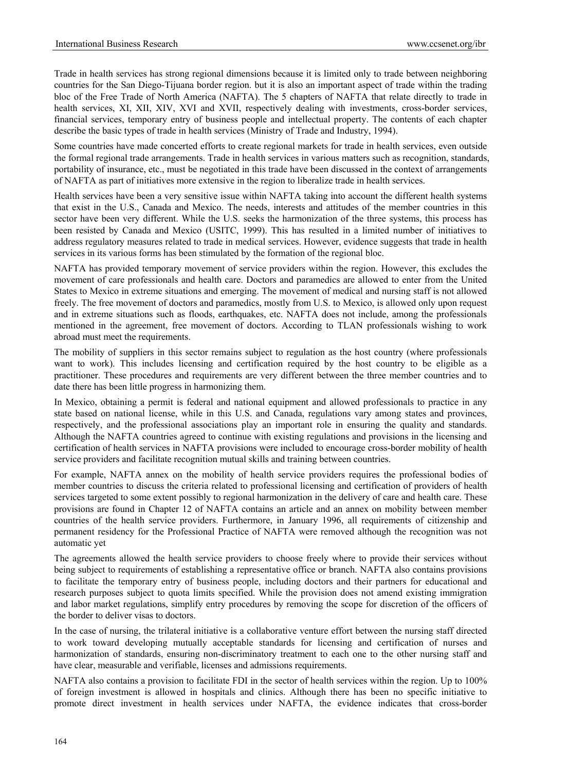Trade in health services has strong regional dimensions because it is limited only to trade between neighboring countries for the San Diego-Tijuana border region. but it is also an important aspect of trade within the trading bloc of the Free Trade of North America (NAFTA). The 5 chapters of NAFTA that relate directly to trade in health services, XI, XII, XIV, XVI and XVII, respectively dealing with investments, cross-border services, financial services, temporary entry of business people and intellectual property. The contents of each chapter describe the basic types of trade in health services (Ministry of Trade and Industry, 1994).

Some countries have made concerted efforts to create regional markets for trade in health services, even outside the formal regional trade arrangements. Trade in health services in various matters such as recognition, standards, portability of insurance, etc., must be negotiated in this trade have been discussed in the context of arrangements of NAFTA as part of initiatives more extensive in the region to liberalize trade in health services.

Health services have been a very sensitive issue within NAFTA taking into account the different health systems that exist in the U.S., Canada and Mexico. The needs, interests and attitudes of the member countries in this sector have been very different. While the U.S. seeks the harmonization of the three systems, this process has been resisted by Canada and Mexico (USITC, 1999). This has resulted in a limited number of initiatives to address regulatory measures related to trade in medical services. However, evidence suggests that trade in health services in its various forms has been stimulated by the formation of the regional bloc.

NAFTA has provided temporary movement of service providers within the region. However, this excludes the movement of care professionals and health care. Doctors and paramedics are allowed to enter from the United States to Mexico in extreme situations and emerging. The movement of medical and nursing staff is not allowed freely. The free movement of doctors and paramedics, mostly from U.S. to Mexico, is allowed only upon request and in extreme situations such as floods, earthquakes, etc. NAFTA does not include, among the professionals mentioned in the agreement, free movement of doctors. According to TLAN professionals wishing to work abroad must meet the requirements.

The mobility of suppliers in this sector remains subject to regulation as the host country (where professionals want to work). This includes licensing and certification required by the host country to be eligible as a practitioner. These procedures and requirements are very different between the three member countries and to date there has been little progress in harmonizing them.

In Mexico, obtaining a permit is federal and national equipment and allowed professionals to practice in any state based on national license, while in this U.S. and Canada, regulations vary among states and provinces, respectively, and the professional associations play an important role in ensuring the quality and standards. Although the NAFTA countries agreed to continue with existing regulations and provisions in the licensing and certification of health services in NAFTA provisions were included to encourage cross-border mobility of health service providers and facilitate recognition mutual skills and training between countries.

For example, NAFTA annex on the mobility of health service providers requires the professional bodies of member countries to discuss the criteria related to professional licensing and certification of providers of health services targeted to some extent possibly to regional harmonization in the delivery of care and health care. These provisions are found in Chapter 12 of NAFTA contains an article and an annex on mobility between member countries of the health service providers. Furthermore, in January 1996, all requirements of citizenship and permanent residency for the Professional Practice of NAFTA were removed although the recognition was not automatic yet

The agreements allowed the health service providers to choose freely where to provide their services without being subject to requirements of establishing a representative office or branch. NAFTA also contains provisions to facilitate the temporary entry of business people, including doctors and their partners for educational and research purposes subject to quota limits specified. While the provision does not amend existing immigration and labor market regulations, simplify entry procedures by removing the scope for discretion of the officers of the border to deliver visas to doctors.

In the case of nursing, the trilateral initiative is a collaborative venture effort between the nursing staff directed to work toward developing mutually acceptable standards for licensing and certification of nurses and harmonization of standards, ensuring non-discriminatory treatment to each one to the other nursing staff and have clear, measurable and verifiable, licenses and admissions requirements.

NAFTA also contains a provision to facilitate FDI in the sector of health services within the region. Up to 100% of foreign investment is allowed in hospitals and clinics. Although there has been no specific initiative to promote direct investment in health services under NAFTA, the evidence indicates that cross-border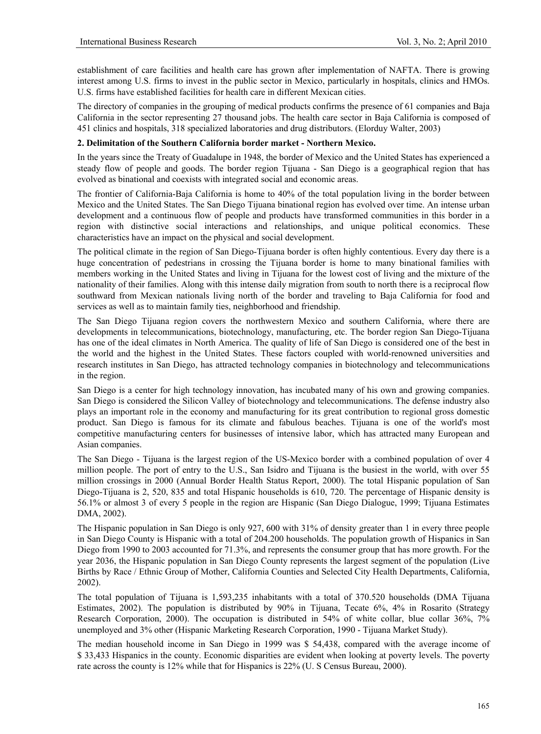establishment of care facilities and health care has grown after implementation of NAFTA. There is growing interest among U.S. firms to invest in the public sector in Mexico, particularly in hospitals, clinics and HMOs. U.S. firms have established facilities for health care in different Mexican cities.

The directory of companies in the grouping of medical products confirms the presence of 61 companies and Baja California in the sector representing 27 thousand jobs. The health care sector in Baja California is composed of 451 clinics and hospitals, 318 specialized laboratories and drug distributors. (Elorduy Walter, 2003)

**2. Delimitation of the Southern California border market - Northern Mexico.**

In the years since the Treaty of Guadalupe in 1948, the border of Mexico and the United States has experienced a steady flow of people and goods. The border region Tijuana - San Diego is a geographical region that has evolved as binational and coexists with integrated social and economic areas.

The frontier of California-Baja California is home to 40% of the total population living in the border between Mexico and the United States. The San Diego Tijuana binational region has evolved over time. An intense urban development and a continuous flow of people and products have transformed communities in this border in a region with distinctive social interactions and relationships, and unique political economics. These characteristics have an impact on the physical and social development.

The political climate in the region of San Diego-Tijuana border is often highly contentious. Every day there is a huge concentration of pedestrians in crossing the Tijuana border is home to many binational families with members working in the United States and living in Tijuana for the lowest cost of living and the mixture of the nationality of their families. Along with this intense daily migration from south to north there is a reciprocal flow southward from Mexican nationals living north of the border and traveling to Baja California for food and services as well as to maintain family ties, neighborhood and friendship.

The San Diego Tijuana region covers the northwestern Mexico and southern California, where there are developments in telecommunications, biotechnology, manufacturing, etc. The border region San Diego-Tijuana has one of the ideal climates in North America. The quality of life of San Diego is considered one of the best in the world and the highest in the United States. These factors coupled with world-renowned universities and research institutes in San Diego, has attracted technology companies in biotechnology and telecommunications in the region.

San Diego is a center for high technology innovation, has incubated many of his own and growing companies. San Diego is considered the Silicon Valley of biotechnology and telecommunications. The defense industry also plays an important role in the economy and manufacturing for its great contribution to regional gross domestic product. San Diego is famous for its climate and fabulous beaches. Tijuana is one of the world's most competitive manufacturing centers for businesses of intensive labor, which has attracted many European and Asian companies.

The San Diego - Tijuana is the largest region of the US-Mexico border with a combined population of over 4 million people. The port of entry to the U.S., San Isidro and Tijuana is the busiest in the world, with over 55 million crossings in 2000 (Annual Border Health Status Report, 2000). The total Hispanic population of San Diego-Tijuana is 2, 520, 835 and total Hispanic households is 610, 720. The percentage of Hispanic density is 56.1% or almost 3 of every 5 people in the region are Hispanic (San Diego Dialogue, 1999; Tijuana Estimates DMA, 2002).

The Hispanic population in San Diego is only 927, 600 with 31% of density greater than 1 in every three people in San Diego County is Hispanic with a total of 204.200 households. The population growth of Hispanics in San Diego from 1990 to 2003 accounted for 71.3%, and represents the consumer group that has more growth. For the year 2036, the Hispanic population in San Diego County represents the largest segment of the population (Live Births by Race / Ethnic Group of Mother, California Counties and Selected City Health Departments, California, 2002).

The total population of Tijuana is 1,593,235 inhabitants with a total of 370.520 households (DMA Tijuana Estimates, 2002). The population is distributed by 90% in Tijuana, Tecate 6%, 4% in Rosarito (Strategy Research Corporation, 2000). The occupation is distributed in 54% of white collar, blue collar 36%, 7% unemployed and 3% other (Hispanic Marketing Research Corporation, 1990 - Tijuana Market Study).

The median household income in San Diego in 1999 was $ 54,438, compared with the average income of $ 33,433 Hispanics in the county. Economic disparities are evident when looking at poverty levels. The poverty rate across the county is 12% while that for Hispanics is 22% (U. S Census Bureau, 2000).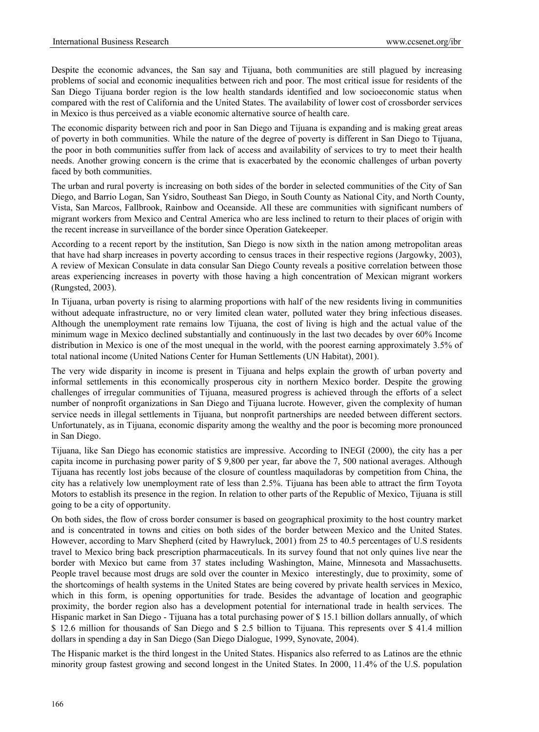Despite the economic advances, the San say and Tijuana, both communities are still plagued by increasing problems of social and economic inequalities between rich and poor. The most critical issue for residents of the San Diego Tijuana border region is the low health standards identified and low socioeconomic status when compared with the rest of California and the United States. The availability of lower cost of crossborder services in Mexico is thus perceived as a viable economic alternative source of health care.

The economic disparity between rich and poor in San Diego and Tijuana is expanding and is making great areas of poverty in both communities. While the nature of the degree of poverty is different in San Diego to Tijuana, the poor in both communities suffer from lack of access and availability of services to try to meet their health needs. Another growing concern is the crime that is exacerbated by the economic challenges of urban poverty faced by both communities.

The urban and rural poverty is increasing on both sides of the border in selected communities of the City of San Diego, and Barrio Logan, San Ysidro, Southeast San Diego, in South County as National City, and North County, Vista, San Marcos, Fallbrook, Rainbow and Oceanside. All these are communities with significant numbers of migrant workers from Mexico and Central America who are less inclined to return to their places of origin with the recent increase in surveillance of the border since Operation Gatekeeper.

According to a recent report by the institution, San Diego is now sixth in the nation among metropolitan areas that have had sharp increases in poverty according to census traces in their respective regions (Jargowky, 2003), A review of Mexican Consulate in data consular San Diego County reveals a positive correlation between those areas experiencing increases in poverty with those having a high concentration of Mexican migrant workers (Rungsted, 2003).

In Tijuana, urban poverty is rising to alarming proportions with half of the new residents living in communities without adequate infrastructure, no or very limited clean water, polluted water they bring infectious diseases. Although the unemployment rate remains low Tijuana, the cost of living is high and the actual value of the minimum wage in Mexico declined substantially and continuously in the last two decades by over 60% Income distribution in Mexico is one of the most unequal in the world, with the poorest earning approximately 3.5% of total national income (United Nations Center for Human Settlements (UN Habitat), 2001).

The very wide disparity in income is present in Tijuana and helps explain the growth of urban poverty and informal settlements in this economically prosperous city in northern Mexico border. Despite the growing challenges of irregular communities of Tijuana, measured progress is achieved through the efforts of a select number of nonprofit organizations in San Diego and Tijuana lucrote. However, given the complexity of human service needs in illegal settlements in Tijuana, but nonprofit partnerships are needed between different sectors. Unfortunately, as in Tijuana, economic disparity among the wealthy and the poor is becoming more pronounced in San Diego.

Tijuana, like San Diego has economic statistics are impressive. According to INEGI (2000), the city has a per capita income in purchasing power parity of $ 9,800 per year, far above the 7, 500 national averages. Although Tijuana has recently lost jobs because of the closure of countless maquiladoras by competition from China, the city has a relatively low unemployment rate of less than 2.5%. Tijuana has been able to attract the firm Toyota Motors to establish its presence in the region. In relation to other parts of the Republic of Mexico, Tijuana is still going to be a city of opportunity.

On both sides, the flow of cross border consumer is based on geographical proximity to the host country market and is concentrated in towns and cities on both sides of the border between Mexico and the United States. However, according to Marv Shepherd (cited by Hawryluck, 2001) from 25 to 40.5 percentages of U.S residents travel to Mexico bring back prescription pharmaceuticals. In its survey found that not only quines live near the border with Mexico but came from 37 states including Washington, Maine, Minnesota and Massachusetts. People travel because most drugs are sold over the counter in Mexico interestingly, due to proximity, some of the shortcomings of health systems in the United States are being covered by private health services in Mexico, which in this form, is opening opportunities for trade. Besides the advantage of location and geographic proximity, the border region also has a development potential for international trade in health services. The Hispanic market in San Diego - Tijuana has a total purchasing power of $ 15.1 billion dollars annually, of which $ 12.6 million for thousands of San Diego and $ 2.5 billion to Tijuana. This represents over $ 41.4 million dollars in spending a day in San Diego (San Diego Dialogue, 1999, Synovate, 2004).

The Hispanic market is the third longest in the United States. Hispanics also referred to as Latinos are the ethnic minority group fastest growing and second longest in the United States. In 2000, 11.4% of the U.S. population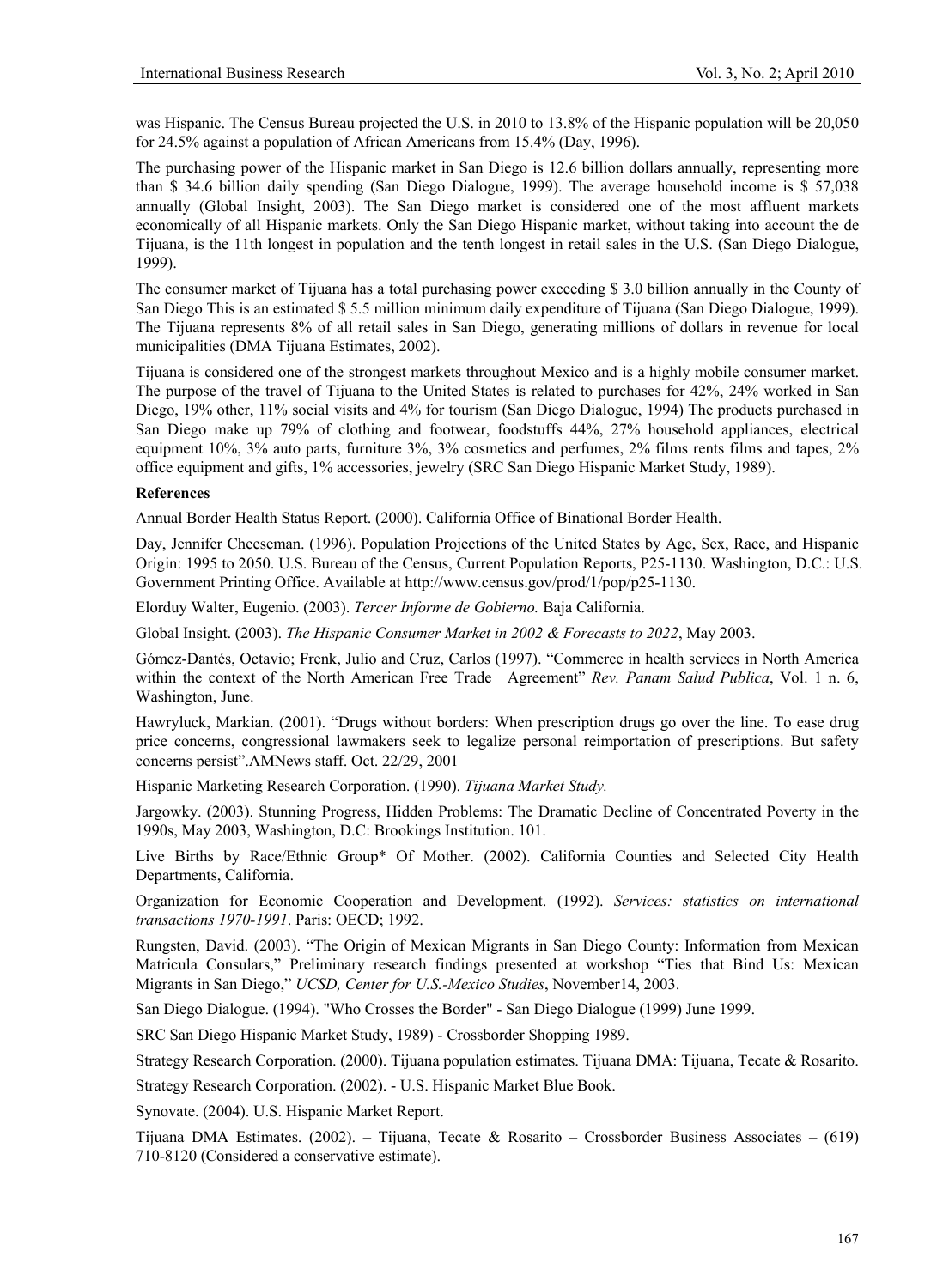was Hispanic. The Census Bureau projected the U.S. in 2010 to 13.8% of the Hispanic population will be 20,050 for 24.5% against a population of African Americans from 15.4% (Day, 1996).

The purchasing power of the Hispanic market in San Diego is 12.6 billion dollars annually, representing more than $ 34.6 billion daily spending (San Diego Dialogue, 1999). The average household income is $ 57,038 annually (Global Insight, 2003). The San Diego market is considered one of the most affluent markets economically of all Hispanic markets. Only the San Diego Hispanic market, without taking into account the de Tijuana, is the 11th longest in population and the tenth longest in retail sales in the U.S. (San Diego Dialogue, 1999).

The consumer market of Tijuana has a total purchasing power exceeding $ 3.0 billion annually in the County of San Diego This is an estimated $ 5.5 million minimum daily expenditure of Tijuana (San Diego Dialogue, 1999). The Tijuana represents 8% of all retail sales in San Diego, generating millions of dollars in revenue for local municipalities (DMA Tijuana Estimates, 2002).

Tijuana is considered one of the strongest markets throughout Mexico and is a highly mobile consumer market. The purpose of the travel of Tijuana to the United States is related to purchases for 42%, 24% worked in San Diego, 19% other, 11% social visits and 4% for tourism (San Diego Dialogue, 1994) The products purchased in San Diego make up 79% of clothing and footwear, foodstuffs 44%, 27% household appliances, electrical equipment 10%, 3% auto parts, furniture 3%, 3% cosmetics and perfumes, 2% films rents films and tapes, 2% office equipment and gifts, 1% accessories, jewelry (SRC San Diego Hispanic Market Study, 1989).

**References**

Annual Border Health Status Report. (2000). California Office of Binational Border Health.

Day, Jennifer Cheeseman. (1996). Population Projections of the United States by Age, Sex, Race, and Hispanic Origin: 1995 to 2050. U.S. Bureau of the Census, Current Population Reports, P25-1130. Washington, D.C.: U.S. Government Printing Office. Available at http://www.census.gov/prod/1/pop/p25-1130.

Elorduy Walter, Eugenio. (2003). *Tercer Informe de Gobierno.* Baja California.

Global Insight. (2003). *The Hispanic Consumer Market in 2002 & Forecasts to 2022*, May 2003.

Gómez-Dantés, Octavio; Frenk, Julio and Cruz, Carlos (1997). "Commerce in health services in North America within the context of the North American Free Trade Agreement" *Rev. Panam Salud Publica*, Vol. 1 n. 6, Washington, June.

Hawryluck, Markian. (2001). "Drugs without borders: When prescription drugs go over the line. To ease drug price concerns, congressional lawmakers seek to legalize personal reimportation of prescriptions. But safety concerns persist".AMNews staff. Oct. 22/29, 2001

Hispanic Marketing Research Corporation. (1990). *Tijuana Market Study.*

Jargowky. (2003). Stunning Progress, Hidden Problems: The Dramatic Decline of Concentrated Poverty in the 1990s, May 2003, Washington, D.C: Brookings Institution. 101.

Live Births by Race/Ethnic Group* Of Mother. (2002). California Counties and Selected City Health Departments, California.

Organization for Economic Cooperation and Development. (1992). *Services: statistics on international transactions 1970-1991*. Paris: OECD; 1992.

Rungsten, David. (2003). "The Origin of Mexican Migrants in San Diego County: Information from Mexican Matricula Consulars," Preliminary research findings presented at workshop "Ties that Bind Us: Mexican Migrants in San Diego," *UCSD, Center for U.S.-Mexico Studies*, November14, 2003.

San Diego Dialogue. (1994). "Who Crosses the Border" - San Diego Dialogue (1999) June 1999.

SRC San Diego Hispanic Market Study, 1989) - Crossborder Shopping 1989.

Strategy Research Corporation. (2000). Tijuana population estimates. Tijuana DMA: Tijuana, Tecate & Rosarito.

Strategy Research Corporation. (2002). - U.S. Hispanic Market Blue Book.

Synovate. (2004). U.S. Hispanic Market Report.

Tijuana DMA Estimates. (2002). – Tijuana, Tecate & Rosarito – Crossborder Business Associates – (619) 710-8120 (Considered a conservative estimate).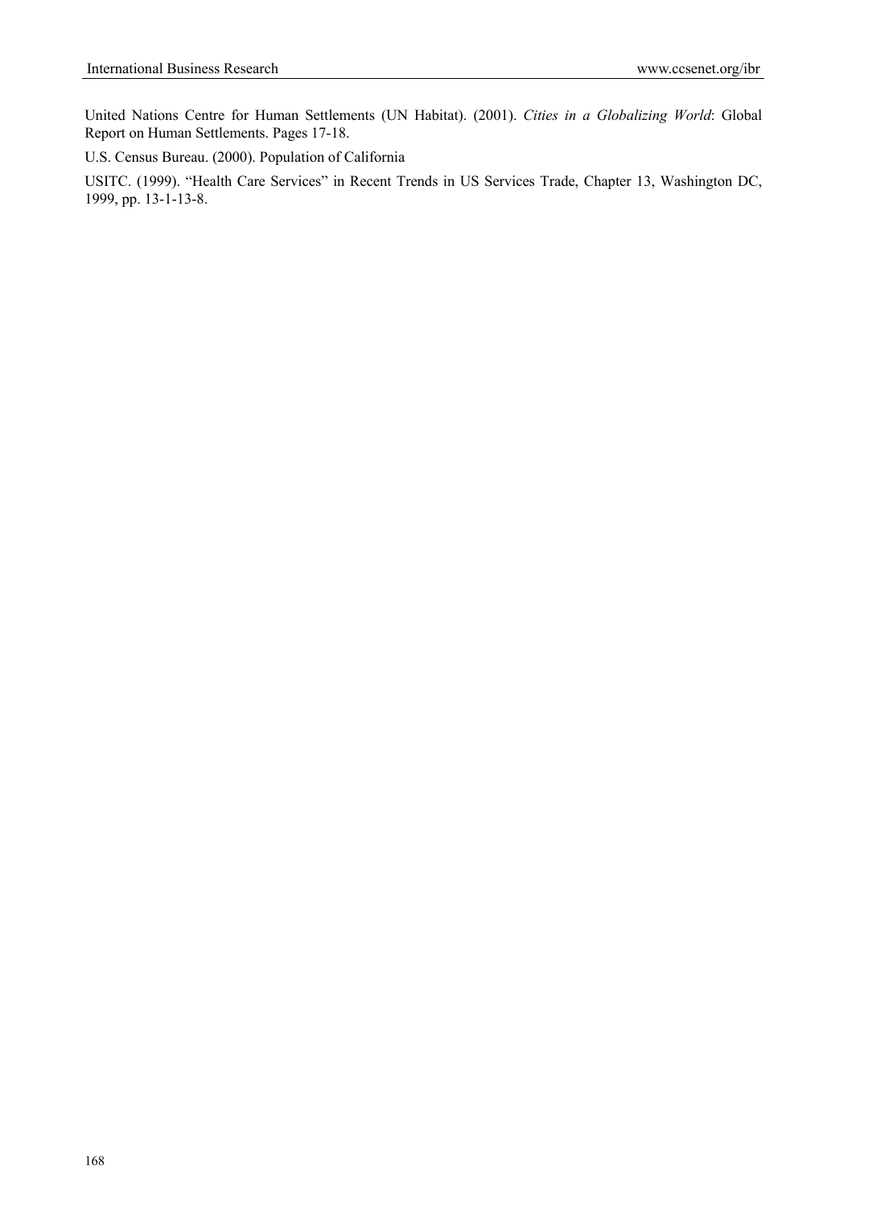United Nations Centre for Human Settlements (UN Habitat). (2001). *Cities in a Globalizing World*: Global Report on Human Settlements. Pages 17-18.

U.S. Census Bureau. (2000). Population of California

USITC. (1999). "Health Care Services" in Recent Trends in US Services Trade, Chapter 13, Washington DC, 1999, pp. 13-1-13-8.